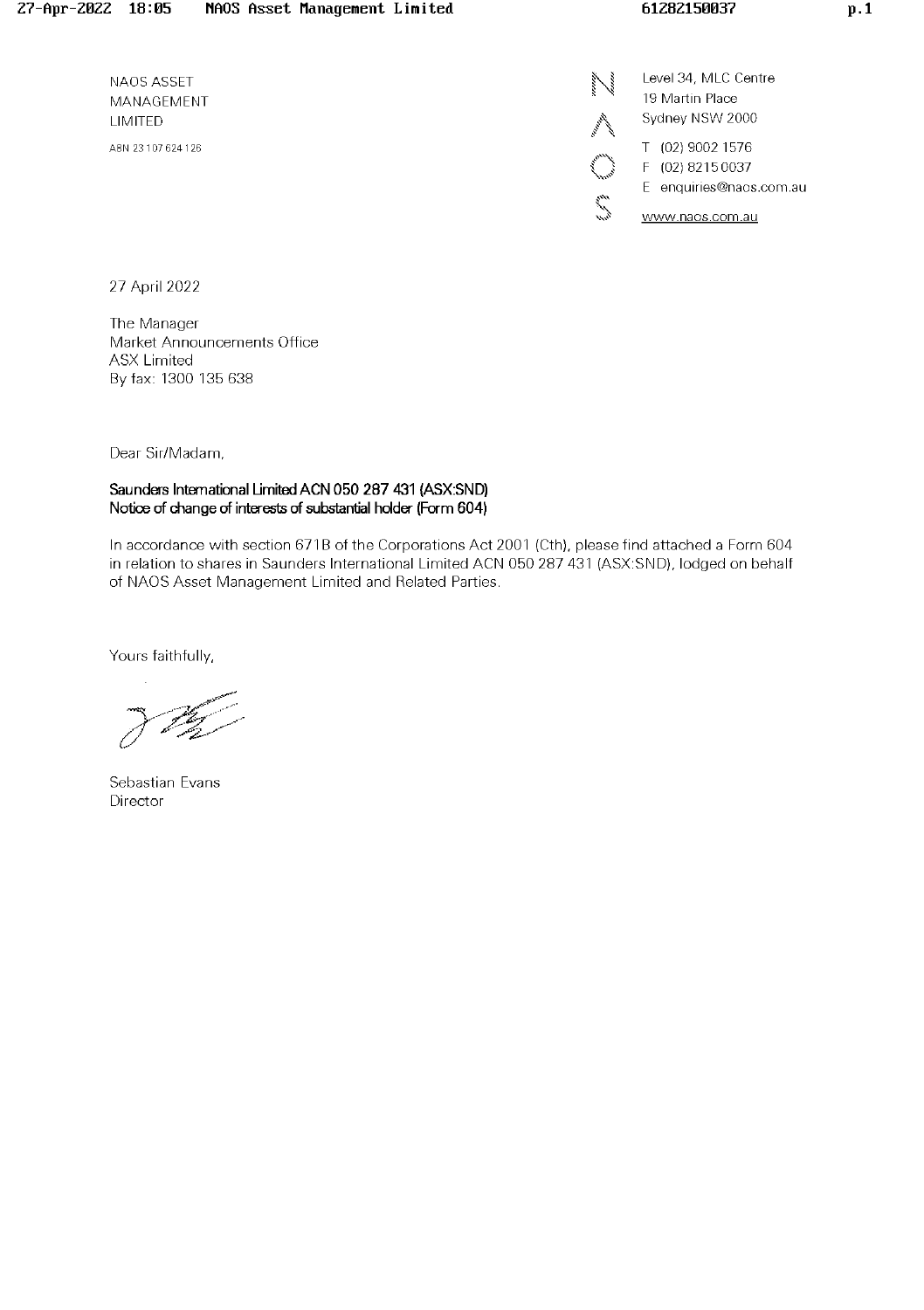NAOS ASSET MANAGEMENT LIMITED

ABN 23 107 624 126

Level 34, MLC Centre
19 Martin Place
Sydney NSW 2000

T (02) 9002 1576
F (02) 8215 0037
E enquiries@naos.com.au
www.naos.com.au

27 April 2022

The Manager
Market Announcements Office
ASX Limited
By fax: 1300 135 638

Dear Sir/Madam,

**Saunders International Limited ACN 050 287 431 (ASX:SND)**
**Notice of change of interests of substantial holder (Form 604)**

In accordance with section 671B of the Corporations Act 2001 (Cth), please find attached a Form 604 in relation to shares in Saunders International Limited ACN 050 287 431 (ASX:SND), lodged on behalf of NAOS Asset Management Limited and Related Parties.

Yours faithfully,

Sebastian Evans
Director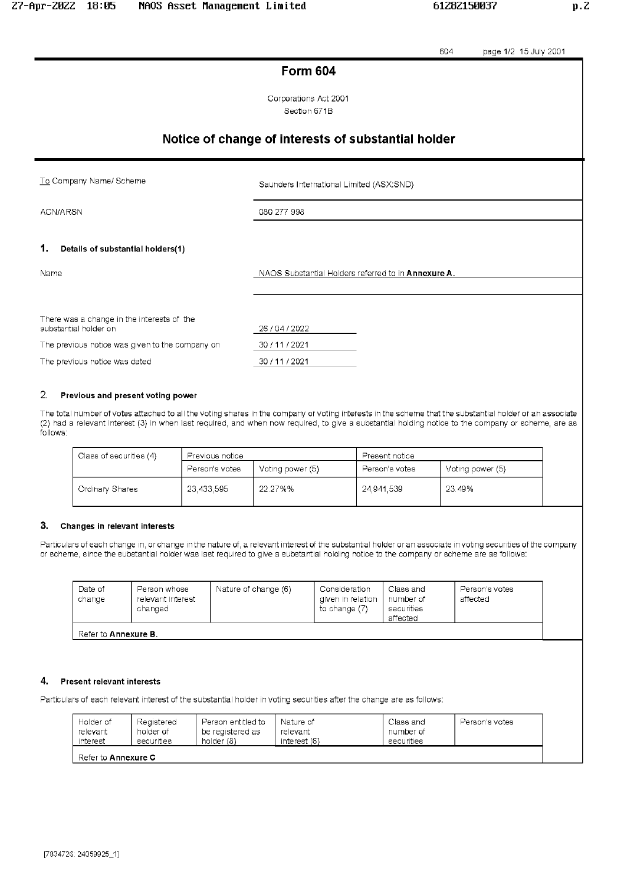# Form 604

Corporations Act 2001
Section 671B

## Notice of change of interests of substantial holder

| | |
|---|---|
| To Company Name/ Scheme | Saunders International Limited (ASX:SND) |
| ACN/ARSN | 080 277 998 |

### 1. Details of substantial holders(1)

| | |
|---|---|
| Name | NAOS Substantial Holders referred to in **Annexure A**. |
| There was a change in the interests of the substantial holder on | 26 / 04 / 2022 |
| The previous notice was given to the company on | 30 / 11 / 2021 |
| The previous notice was dated | 30 / 11 / 2021 |

### 2. Previous and present voting power

The total number of votes attached to all the voting shares in the company or voting interests in the scheme that the substantial holder or an associate (2) had a relevant interest (3) in when last required, and when now required, to give a substantial holding notice to the company or scheme, are as follows:

| Class of securities (4) | Previous notice | | Present notice | |
|---|---|---|---|---|
| | Person's votes | Voting power (5) | Person's votes | Voting power (5) |
| Ordinary Shares | 23,433,595 | 22.27%% | 24,941,539 | 23.49% |

### 3. Changes in relevant interests

Particulars of each change in, or change in the nature of, a relevant interest of the substantial holder or an associate in voting securities of the company or scheme, since the substantial holder was last required to give a substantial holding notice to the company or scheme are as follows:

| Date of change | Person whose relevant interest changed | Nature of change (6) | Consideration given in relation to change (7) | Class and number of securities affected | Person's votes affected |
|---|---|---|---|---|---|
| Refer to **Annexure B**. | | | | | |

### 4. Present relevant interests

Particulars of each relevant interest of the substantial holder in voting securities after the change are as follows:

| Holder of relevant interest | Registered holder of securities | Person entitled to be registered as holder (8) | Nature of relevant interest (6) | Class and number of securities | Person's votes |
|---|---|---|---|---|---|
| Refer to **Annexure C** | | | | | |

[7834726: 24059925_1]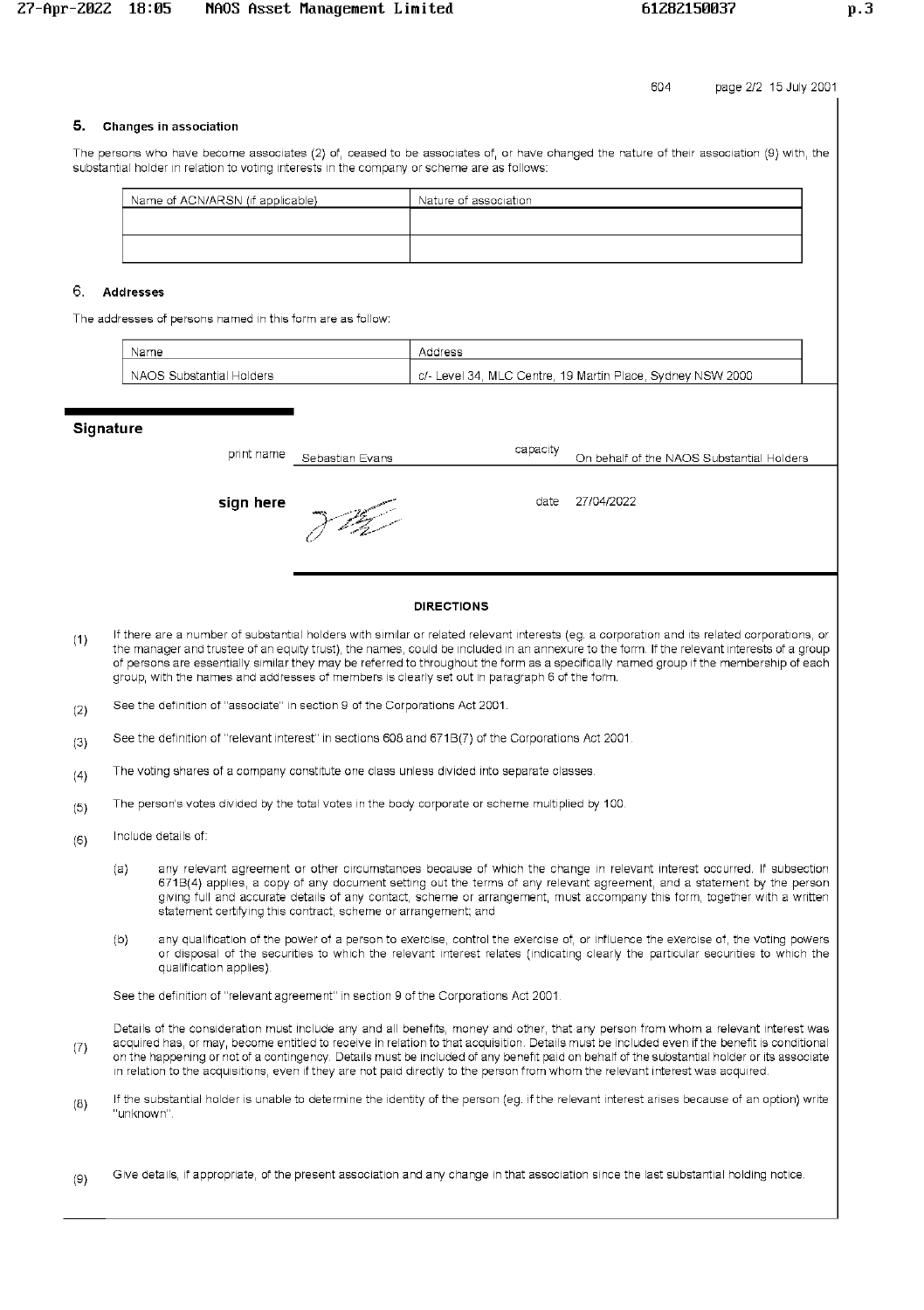## 5. Changes in association

The persons who have become associates (2) of, ceased to be associates of, or have changed the nature of their association (9) with, the substantial holder in relation to voting interests in the company or scheme are as follows:

| Name of ACN/ARSN (if applicable) | Nature of association |
|---|---|
| | |
| | |

## 6. Addresses

The addresses of persons named in this form are as follow:

| Name | Address |
|---|---|
| NAOS Substantial Holders | c/- Level 34, MLC Centre, 19 Martin Place, Sydney NSW 2000 |

## Signature

print name Sebastian Evans

capacity On behalf of the NAOS Substantial Holders

**sign here**

date 27/04/2022

### DIRECTIONS

(1) If there are a number of substantial holders with similar or related relevant interests (eg. a corporation and its related corporations, or the manager and trustee of an equity trust), the names, could be included in an annexure to the form. If the relevant interests of a group of persons are essentially similar they may be referred to throughout the form as a specifically named group if the membership of each group, with the names and addresses of members is clearly set out in paragraph 6 of the form.

(2) See the definition of "associate" in section 9 of the Corporations Act 2001.

(3) See the definition of "relevant interest" in sections 608 and 671B(7) of the Corporations Act 2001.

(4) The voting shares of a company constitute one class unless divided into separate classes.

(5) The person's votes divided by the total votes in the body corporate or scheme multiplied by 100.

(6) Include details of:

(a) any relevant agreement or other circumstances because of which the change in relevant interest occurred. If subsection 671B(4) applies, a copy of any document setting out the terms of any relevant agreement, and a statement by the person giving full and accurate details of any contact, scheme or arrangement, must accompany this form, together with a written statement certifying this contract, scheme or arrangement; and

(b) any qualification of the power of a person to exercise, control the exercise of, or influence the exercise of, the voting powers or disposal of the securities to which the relevant interest relates (indicating clearly the particular securities to which the qualification applies).

See the definition of "relevant agreement" in section 9 of the Corporations Act 2001.

(7) Details of the consideration must include any and all benefits, money and other, that any person from whom a relevant interest was acquired has, or may, become entitled to receive in relation to that acquisition. Details must be included even if the benefit is conditional on the happening or not of a contingency. Details must be included of any benefit paid on behalf of the substantial holder or its associate in relation to the acquisitions, even if they are not paid directly to the person from whom the relevant interest was acquired.

(8) If the substantial holder is unable to determine the identity of the person (eg. if the relevant interest arises because of an option) write "unknown".

(9) Give details, if appropriate, of the present association and any change in that association since the last substantial holding notice.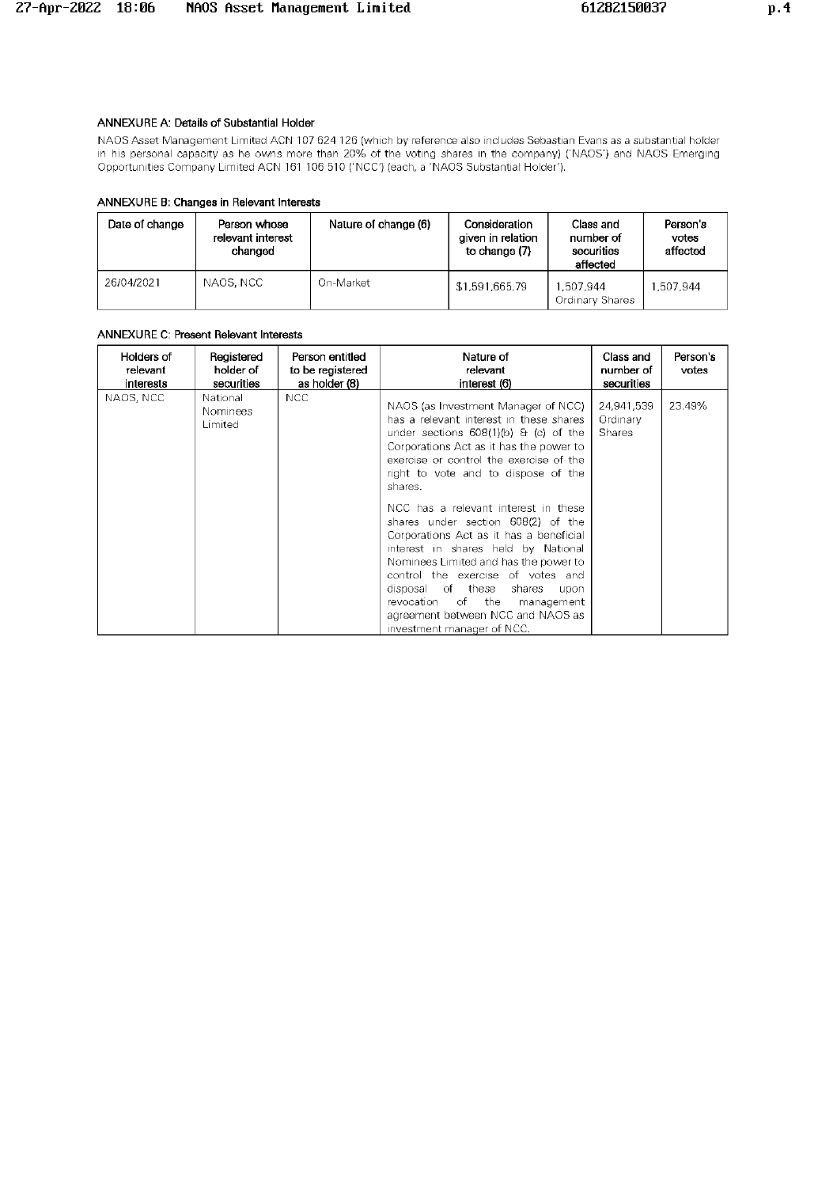### ANNEXURE A: Details of Substantial Holder

NAOS Asset Management Limited ACN 107 624 126 (which by reference also includes Sebastian Evans as a substantial holder in his personal capacity as he owns more than 20% of the voting shares in the company) ('NAOS') and NAOS Emerging Opportunities Company Limited ACN 161 106 510 ('NCC') (each, a 'NAOS Substantial Holder').

### ANNEXURE B: Changes in Relevant Interests

| Date of change | Person whose relevant interest changed | Nature of change (6) | Consideration given in relation to change (7) | Class and number of securities affected | Person's votes affected |
|---|---|---|---|---|---|
| 26/04/2021 | NAOS, NCC | On-Market | $1,591,665.79 | 1,507,944 Ordinary Shares | 1,507,944 |

### ANNEXURE C: Present Relevant Interests

| Holders of relevant interests | Registered holder of securities | Person entitled to be registered as holder (8) | Nature of relevant interest (6) | Class and number of securities | Person's votes |
|---|---|---|---|---|---|
| NAOS, NCC | National Nominees Limited | NCC | NAOS (as Investment Manager of NCC) has a relevant interest in these shares under sections 608(1)(b) & (c) of the Corporations Act as it has the power to exercise or control the exercise of the right to vote and to dispose of the shares.<br><br>NCC has a relevant interest in these shares under section 608(2) of the Corporations Act as it has a beneficial interest in shares held by National Nominees Limited and has the power to control the exercise of votes and disposal of these shares upon revocation of the management agreement between NCC and NAOS as investment manager of NCC. | 24,941,539 Ordinary Shares | 23.49% |